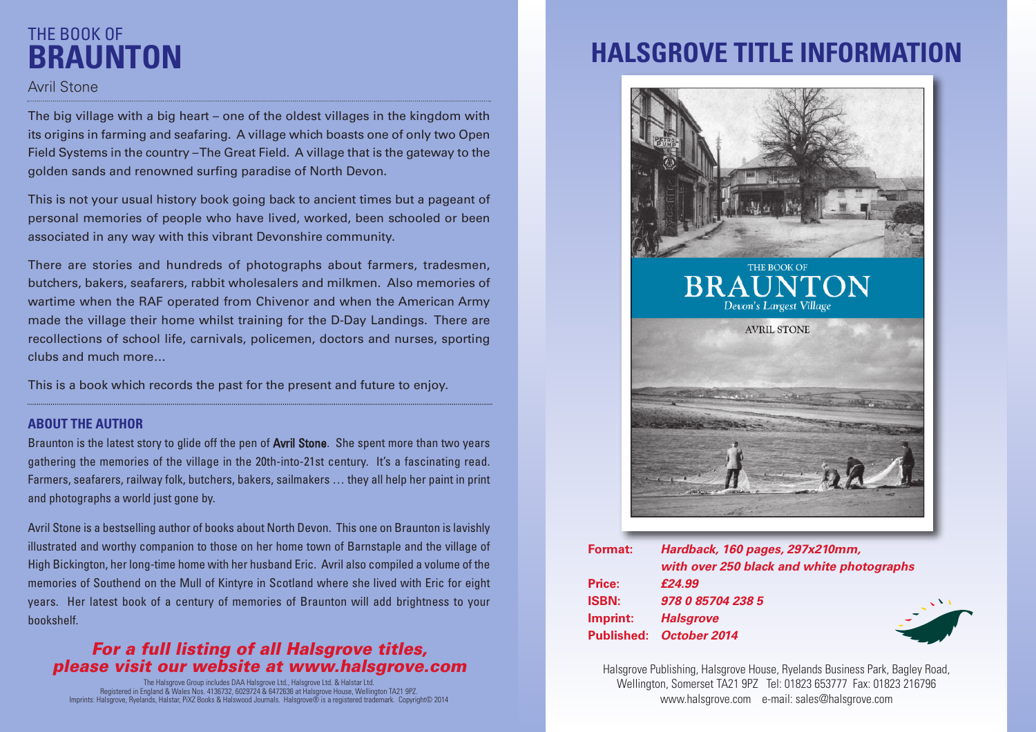# THE BOOK OF BRAUNTON

Avril Stone

The big village with a big heart – one of the oldest villages in the kingdom with its origins in farming and seafaring. A village which boasts one of only two Open Field Systems in the country –The Great Field. A village that is the gateway to the golden sands and renowned surfing paradise of North Devon.

This is not your usual history book going back to ancient times but a pageant of personal memories of people who have lived, worked, been schooled or been associated in any way with this vibrant Devonshire community.

There are stories and hundreds of photographs about farmers, tradesmen, butchers, bakers, seafarers, rabbit wholesalers and milkmen. Also memories of wartime when the RAF operated from Chivenor and when the American Army made the village their home whilst training for the D-Day Landings. There are recollections of school life, carnivals, policemen, doctors and nurses, sporting clubs and much more...

This is a book which records the past for the present and future to enjoy.

## ABOUT THE AUTHOR

Braunton is the latest story to glide off the pen of **Avril Stone**. She spent more than two years gathering the memories of the village in the 20th-into-21st century. It's a fascinating read. Farmers, seafarers, railway folk, butchers, bakers, sailmakers … they all help her paint in print and photographs a world just gone by.

Avril Stone is a bestselling author of books about North Devon. This one on Braunton is lavishly illustrated and worthy companion to those on her home town of Barnstaple and the village of High Bickington, her long-time home with her husband Eric. Avril also compiled a volume of the memories of Southend on the Mull of Kintyre in Scotland where she lived with Eric for eight years. Her latest book of a century of memories of Braunton will add brightness to your bookshelf.

***For a full listing of all Halsgrove titles, please visit our website at www.halsgrove.com***

The Halsgrove Group includes DAA Halsgrove Ltd., Halsgrove Ltd. & Halstar Ltd.
Registered in England & Wales Nos. 4136732, 6029724 & 6472636 at Halsgrove House, Wellington TA21 9PZ.
Imprints: Halsgrove, Ryelands, Halstar, PiXZ Books & Halswood Journals. Halsgrove® is a registered trademark. Copyright© 2014

# HALSGROVE TITLE INFORMATION

THE BOOK OF BRAUNTON
*Devon's Largest Village*
AVRIL STONE

**Format:** ***Hardback, 160 pages, 297x210mm, with over 250 black and white photographs***
**Price:** ***£24.99***
**ISBN:** ***978 0 85704 238 5***
**Imprint:** ***Halsgrove***
**Published:** ***October 2014***

Halsgrove Publishing, Halsgrove House, Ryelands Business Park, Bagley Road, Wellington, Somerset TA21 9PZ Tel: 01823 653777 Fax: 01823 216796
www.halsgrove.com e-mail: sales@halsgrove.com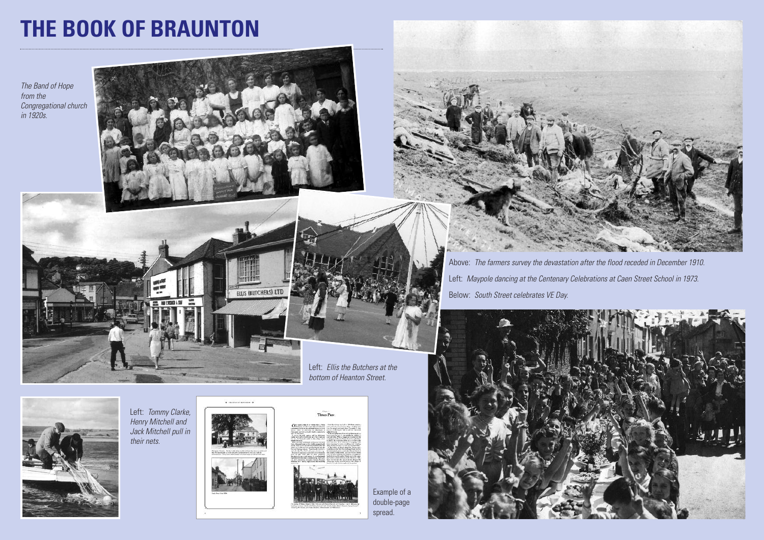# THE BOOK OF BRAUNTON

*The Band of Hope from the Congregational church in 1920s.*

Above: *The farmers survey the devastation after the flood receded in December 1910.*

Left: *Maypole dancing at the Centenary Celebrations at Caen Street School in 1973.*

Below: *South Street celebrates VE Day.*

Left: *Ellis the Butchers at the bottom of Heanton Street.*

Left: *Tommy Clarke, Henry Mitchell and Jack Mitchell pull in their nets.*

Example of a double-page spread.